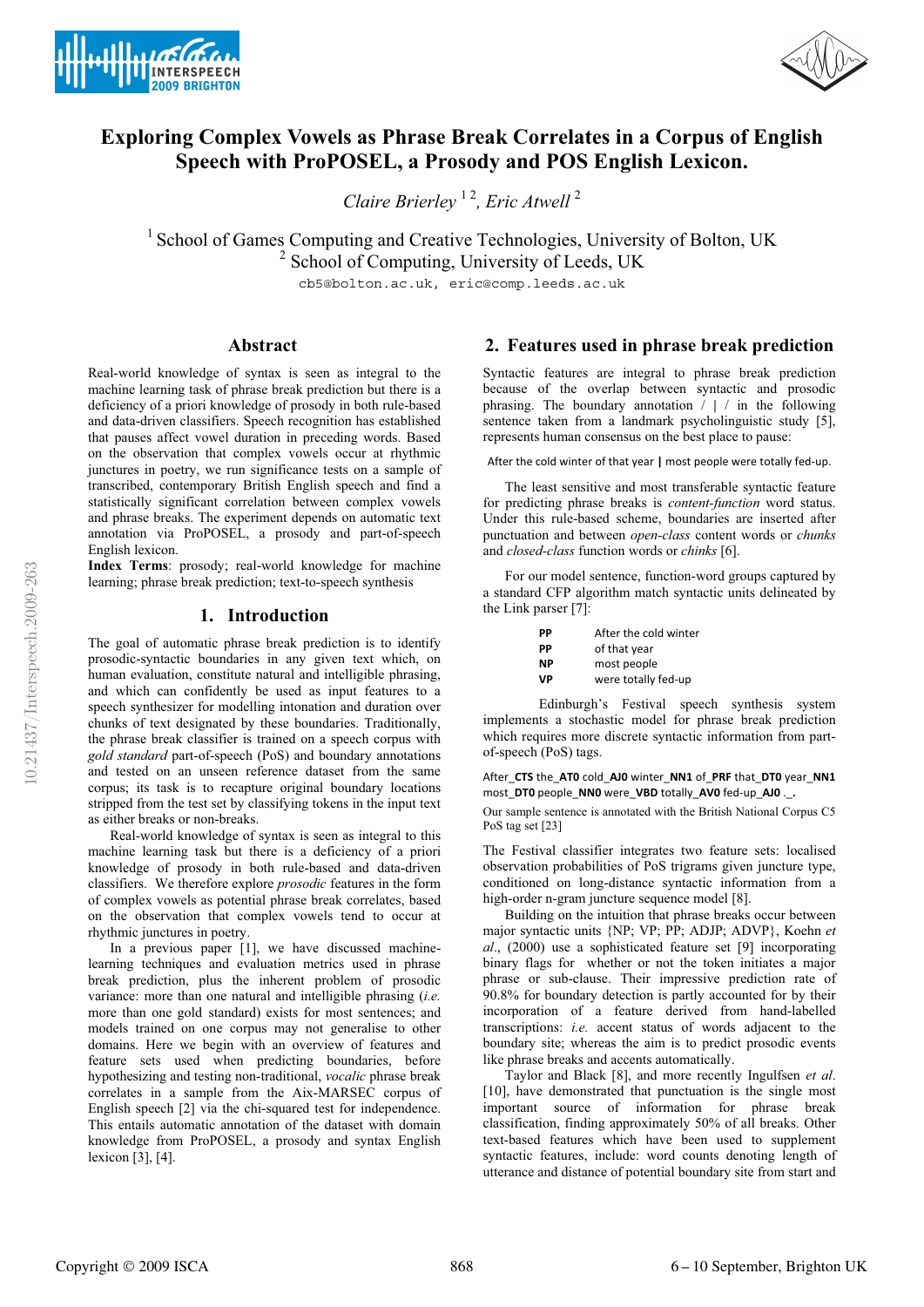# Exploring Complex Vowels as Phrase Break Correlates in a Corpus of English Speech with ProPOSEL, a Prosody and POS English Lexicon.

*Claire Brierley* [1,2], *Eric Atwell* [2]

[1] School of Games Computing and Creative Technologies, University of Bolton, UK
[2] School of Computing, University of Leeds, UK

cb5@bolton.ac.uk, eric@comp.leeds.ac.uk

## Abstract

Real-world knowledge of syntax is seen as integral to the machine learning task of phrase break prediction but there is a deficiency of a priori knowledge of prosody in both rule-based and data-driven classifiers. Speech recognition has established that pauses affect vowel duration in preceding words. Based on the observation that complex vowels occur at rhythmic junctures in poetry, we run significance tests on a sample of transcribed, contemporary British English speech and find a statistically significant correlation between complex vowels and phrase breaks. The experiment depends on automatic text annotation via ProPOSEL, a prosody and part-of-speech English lexicon.

**Index Terms**: prosody; real-world knowledge for machine learning; phrase break prediction; text-to-speech synthesis

## 1. Introduction

The goal of automatic phrase break prediction is to identify prosodic-syntactic boundaries in any given text which, on human evaluation, constitute natural and intelligible phrasing, and which can confidently be used as input features to a speech synthesizer for modelling intonation and duration over chunks of text designated by these boundaries. Traditionally, the phrase break classifier is trained on a speech corpus with *gold standard* part-of-speech (PoS) and boundary annotations and tested on an unseen reference dataset from the same corpus; its task is to recapture original boundary locations stripped from the test set by classifying tokens in the input text as either breaks or non-breaks.

Real-world knowledge of syntax is seen as integral to this machine learning task but there is a deficiency of a priori knowledge of prosody in both rule-based and data-driven classifiers. We therefore explore *prosodic* features in the form of complex vowels as potential phrase break correlates, based on the observation that complex vowels tend to occur at rhythmic junctures in poetry.

In a previous paper [1], we have discussed machine-learning techniques and evaluation metrics used in phrase break prediction, plus the inherent problem of prosodic variance: more than one natural and intelligible phrasing (*i.e.* more than one gold standard) exists for most sentences; and models trained on one corpus may not generalise to other domains. Here we begin with an overview of features and feature sets used when predicting boundaries, before hypothesizing and testing non-traditional, *vocalic* phrase break correlates in a sample from the Aix-MARSEC corpus of English speech [2] via the chi-squared test for independence. This entails automatic annotation of the dataset with domain knowledge from ProPOSEL, a prosody and syntax English lexicon [3], [4].

## 2. Features used in phrase break prediction

Syntactic features are integral to phrase break prediction because of the overlap between syntactic and prosodic phrasing. The boundary annotation / | / in the following sentence taken from a landmark psycholinguistic study [5], represents human consensus on the best place to pause:

After the cold winter of that year **|** most people were totally fed-up.

The least sensitive and most transferable syntactic feature for predicting phrase breaks is *content-function* word status. Under this rule-based scheme, boundaries are inserted after punctuation and between *open-class* content words or *chunks* and *closed-class* function words or *chinks* [6].

For our model sentence, function-word groups captured by a standard CFP algorithm match syntactic units delineated by the Link parser [7]:

| | |
|---|---|
| **PP** | After the cold winter |
| **PP** | of that year |
| **NP** | most people |
| **VP** | were totally fed-up |

Edinburgh's Festival speech synthesis system implements a stochastic model for phrase break prediction which requires more discrete syntactic information from part-of-speech (PoS) tags.

After_**CTS** the_**AT0** cold_**AJ0** winter_**NN1** of_**PRF** that_**DT0** year_**NN1** most_**DT0** people_**NN0** were_**VBD** totally_**AV0** fed-up_**AJ0** ._.

Our sample sentence is annotated with the British National Corpus C5 PoS tag set [23]

The Festival classifier integrates two feature sets: localised observation probabilities of PoS trigrams given juncture type, conditioned on long-distance syntactic information from a high-order n-gram juncture sequence model [8].

Building on the intuition that phrase breaks occur between major syntactic units {NP; VP; PP; ADJP; ADVP}, Koehn *et al.*, (2000) use a sophisticated feature set [9] incorporating binary flags for whether or not the token initiates a major phrase or sub-clause. Their impressive prediction rate of 90.8% for boundary detection is partly accounted for by their incorporation of a feature derived from hand-labelled transcriptions: *i.e.* accent status of words adjacent to the boundary site; whereas the aim is to predict prosodic events like phrase breaks and accents automatically.

Taylor and Black [8], and more recently Ingulfsen *et al.* [10], have demonstrated that punctuation is the single most important source of information for phrase break classification, finding approximately 50% of all breaks. Other text-based features which have been used to supplement syntactic features, include: word counts denoting length of utterance and distance of potential boundary site from start and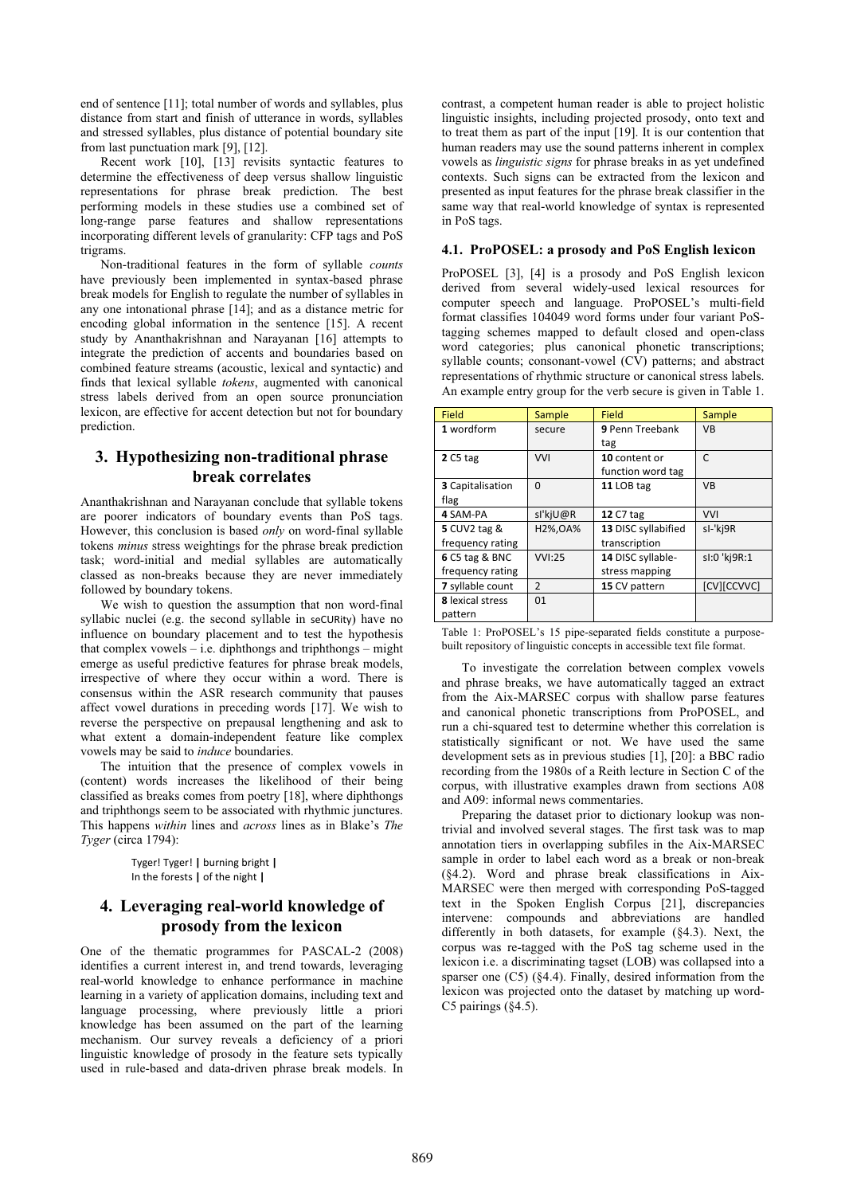end of sentence [11]; total number of words and syllables, plus distance from start and finish of utterance in words, syllables and stressed syllables, plus distance of potential boundary site from last punctuation mark [9], [12].

Recent work [10], [13] revisits syntactic features to determine the effectiveness of deep versus shallow linguistic representations for phrase break prediction. The best performing models in these studies use a combined set of long-range parse features and shallow representations incorporating different levels of granularity: CFP tags and PoS trigrams.

Non-traditional features in the form of syllable *counts* have previously been implemented in syntax-based phrase break models for English to regulate the number of syllables in any one intonational phrase [14]; and as a distance metric for encoding global information in the sentence [15]. A recent study by Ananthakrishnan and Narayanan [16] attempts to integrate the prediction of accents and boundaries based on combined feature streams (acoustic, lexical and syntactic) and finds that lexical syllable *tokens*, augmented with canonical stress labels derived from an open source pronunciation lexicon, are effective for accent detection but not for boundary prediction.

## 3. Hypothesizing non-traditional phrase break correlates

Ananthakrishnan and Narayanan conclude that syllable tokens are poorer indicators of boundary events than PoS tags. However, this conclusion is based *only* on word-final syllable tokens *minus* stress weightings for the phrase break prediction task; word-initial and medial syllables are automatically classed as non-breaks because they are never immediately followed by boundary tokens.

We wish to question the assumption that non word-final syllabic nuclei (e.g. the second syllable in seCURity) have no influence on boundary placement and to test the hypothesis that complex vowels – i.e. diphthongs and triphthongs – might emerge as useful predictive features for phrase break models, irrespective of where they occur within a word. There is consensus within the ASR research community that pauses affect vowel durations in preceding words [17]. We wish to reverse the perspective on prepausal lengthening and ask to what extent a domain-independent feature like complex vowels may be said to *induce* boundaries.

The intuition that the presence of complex vowels in (content) words increases the likelihood of their being classified as breaks comes from poetry [18], where diphthongs and triphthongs seem to be associated with rhythmic junctures. This happens *within* lines and *across* lines as in Blake's *The Tyger* (circa 1794):

> Tyger! Tyger! **|** burning bright **|**
> In the forests **|** of the night **|**

## 4. Leveraging real-world knowledge of prosody from the lexicon

One of the thematic programmes for PASCAL-2 (2008) identifies a current interest in, and trend towards, leveraging real-world knowledge to enhance performance in machine learning in a variety of application domains, including text and language processing, where previously little a priori knowledge has been assumed on the part of the learning mechanism. Our survey reveals a deficiency of a priori linguistic knowledge of prosody in the feature sets typically used in rule-based and data-driven phrase break models. In contrast, a competent human reader is able to project holistic linguistic insights, including projected prosody, onto text and to treat them as part of the input [19]. It is our contention that human readers may use the sound patterns inherent in complex vowels as *linguistic signs* for phrase breaks in as yet undefined contexts. Such signs can be extracted from the lexicon and presented as input features for the phrase break classifier in the same way that real-world knowledge of syntax is represented in PoS tags.

### 4.1. ProPOSEL: a prosody and PoS English lexicon

ProPOSEL [3], [4] is a prosody and PoS English lexicon derived from several widely-used lexical resources for computer speech and language. ProPOSEL's multi-field format classifies 104049 word forms under four variant PoS-tagging schemes mapped to default closed and open-class word categories; plus canonical phonetic transcriptions; syllable counts; consonant-vowel (CV) patterns; and abstract representations of rhythmic structure or canonical stress labels. An example entry group for the verb secure is given in Table 1.

| Field | Sample | Field | Sample |
|---|---|---|---|
| **1** wordform | secure | **9** Penn Treebank tag | VB |
| **2** C5 tag | VVI | **10** content or function word tag | C |
| **3** Capitalisation flag | 0 | **11** LOB tag | VB |
| **4** SAM-PA | sI'kjU@R | **12** C7 tag | VVI |
| **5** CUV2 tag & frequency rating | H2%,OA% | **13** DISC syllabified transcription | sI-'kj9R |
| **6** C5 tag & BNC frequency rating | VVI:25 | **14** DISC syllable-stress mapping | sI:0 'kj9R:1 |
| **7** syllable count | 2 | **15** CV pattern | [CV][CCVVC] |
| **8** lexical stress pattern | 01 | | |

Table 1: ProPOSEL's 15 pipe-separated fields constitute a purpose-built repository of linguistic concepts in accessible text file format.

To investigate the correlation between complex vowels and phrase breaks, we have automatically tagged an extract from the Aix-MARSEC corpus with shallow parse features and canonical phonetic transcriptions from ProPOSEL, and run a chi-squared test to determine whether this correlation is statistically significant or not. We have used the same development sets as in previous studies [1], [20]: a BBC radio recording from the 1980s of a Reith lecture in Section C of the corpus, with illustrative examples drawn from sections A08 and A09: informal news commentaries.

Preparing the dataset prior to dictionary lookup was non-trivial and involved several stages. The first task was to map annotation tiers in overlapping subfiles in the Aix-MARSEC sample in order to label each word as a break or non-break (§4.2). Word and phrase break classifications in Aix-MARSEC were then merged with corresponding PoS-tagged text in the Spoken English Corpus [21], discrepancies intervene: compounds and abbreviations are handled differently in both datasets, for example (§4.3). Next, the corpus was re-tagged with the PoS tag scheme used in the lexicon i.e. a discriminating tagset (LOB) was collapsed into a sparser one (C5) (§4.4). Finally, desired information from the lexicon was projected onto the dataset by matching up word-C5 pairings (§4.5).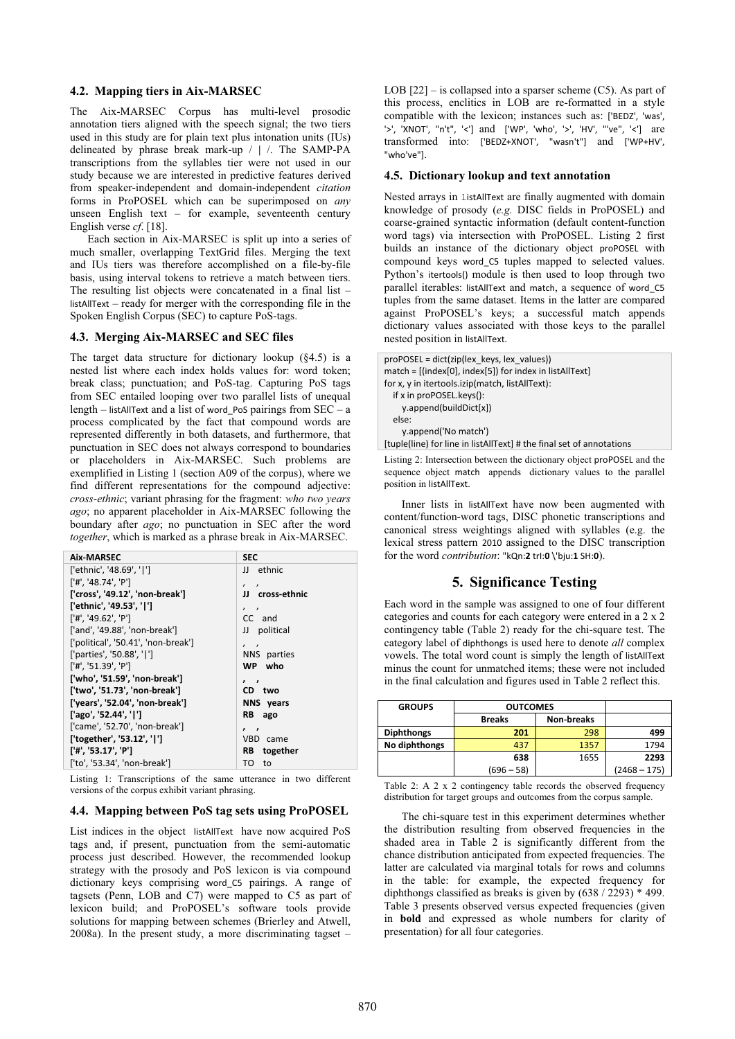### 4.2. Mapping tiers in Aix-MARSEC

The Aix-MARSEC Corpus has multi-level prosodic annotation tiers aligned with the speech signal; the two tiers used in this study are for plain text plus intonation units (IUs) delineated by phrase break mark-up / | /. The SAMP-PA transcriptions from the syllables tier were not used in our study because we are interested in predictive features derived from speaker-independent and domain-independent *citation* forms in ProPOSEL which can be superimposed on *any* unseen English text – for example, seventeenth century English verse *cf*. [18].

Each section in Aix-MARSEC is split up into a series of much smaller, overlapping TextGrid files. Merging the text and IUs tiers was therefore accomplished on a file-by-file basis, using interval tokens to retrieve a match between tiers. The resulting list objects were concatenated in a final list – listAllText – ready for merger with the corresponding file in the Spoken English Corpus (SEC) to capture PoS-tags.

### 4.3. Merging Aix-MARSEC and SEC files

The target data structure for dictionary lookup (§4.5) is a nested list where each index holds values for: word token; break class; punctuation; and PoS-tag. Capturing PoS tags from SEC entailed looping over two parallel lists of unequal length – listAllText and a list of word_PoS pairings from SEC – a process complicated by the fact that compound words are represented differently in both datasets, and furthermore, that punctuation in SEC does not always correspond to boundaries or placeholders in Aix-MARSEC. Such problems are exemplified in Listing 1 (section A09 of the corpus), where we find different representations for the compound adjective: *cross-ethnic*; variant phrasing for the fragment: *who two years ago*; no apparent placeholder in Aix-MARSEC following the boundary after *ago*; no punctuation in SEC after the word *together*, which is marked as a phrase break in Aix-MARSEC.

| Aix-MARSEC | SEC |
|---|---|
| ['ethnic', '48.69', '\|'] | JJ ethnic |
| ['#', '48.74', 'P'] | , , |
| **['cross', '49.12', 'non-break']** | **JJ cross-ethnic** |
| **['ethnic', '49.53', '\|']** | , , |
| ['#', '49.62', 'P'] | CC and |
| ['and', '49.88', 'non-break'] | JJ political |
| ['political', '50.41', 'non-break'] | , , |
| ['parties', '50.88', '\|'] | NNS parties |
| ['#', '51.39', 'P'] | **WP who** |
| **['who', '51.59', 'non-break']** | **, ,** |
| **['two', '51.73', 'non-break']** | **CD two** |
| **['years', '52.04', 'non-break']** | **NNS years** |
| **['ago', '52.44', '\|']** | **RB ago** |
| ['came', '52.70', 'non-break'] | **, ,** |
| **['together', '53.12', '\|']** | VBD came |
| **['#', '53.17', 'P']** | **RB together** |
| ['to', '53.34', 'non-break'] | TO to |

Listing 1: Transcriptions of the same utterance in two different versions of the corpus exhibit variant phrasing.

### 4.4. Mapping between PoS tag sets using ProPOSEL

List indices in the object listAllText have now acquired PoS tags and, if present, punctuation from the semi-automatic process just described. However, the recommended lookup strategy with the prosody and PoS lexicon is via compound dictionary keys comprising word_C5 pairings. A range of tagsets (Penn, LOB and C7) were mapped to C5 as part of lexicon build; and ProPOSEL's software tools provide solutions for mapping between schemes (Brierley and Atwell, 2008a). In the present study, a more discriminating tagset – LOB [22] – is collapsed into a sparser scheme (C5). As part of this process, enclitics in LOB are re-formatted in a style compatible with the lexicon; instances such as: ['BEDZ', 'was', '>', 'XNOT', "n't", '<'] and ['WP', 'who', '>', 'HV', "'ve", '<'] are transformed into: ['BEDZ+XNOT', "wasn't"] and ['WP+HV', "who've"].

### 4.5. Dictionary lookup and text annotation

Nested arrays in listAllText are finally augmented with domain knowledge of prosody (*e.g.* DISC fields in ProPOSEL) and coarse-grained syntactic information (default content-function word tags) via intersection with ProPOSEL. Listing 2 first builds an instance of the dictionary object proPOSEL with compound keys word_C5 tuples mapped to selected values. Python's itertools() module is then used to loop through two parallel iterables: listAllText and match, a sequence of word_C5 tuples from the same dataset. Items in the latter are compared against ProPOSEL's keys; a successful match appends dictionary values associated with those keys to the parallel nested position in listAllText.

```
proPOSEL = dict(zip(lex_keys, lex_values))
match = [(index[0], index[5]) for index in listAllText]
for x, y in itertools.izip(match, listAllText):
   if x in proPOSEL.keys():
      y.append(buildDict[x])
   else:
      y.append('No match')
[tuple(line) for line in listAllText] # the final set of annotations
```

Listing 2: Intersection between the dictionary object proPOSEL and the sequence object match appends dictionary values to the parallel position in listAllText.

Inner lists in listAllText have now been augmented with content/function-word tags, DISC phonetic transcriptions and canonical stress weightings aligned with syllables (e.g. the lexical stress pattern 2010 assigned to the DISC transcription for the word *contribution*: "kQn:**2** trI:**0** \'bju:**1** SH:**0**).

## 5. Significance Testing

Each word in the sample was assigned to one of four different categories and counts for each category were entered in a 2 x 2 contingency table (Table 2) ready for the chi-square test. The category label of diphthongs is used here to denote *all* complex vowels. The total word count is simply the length of listAllText minus the count for unmatched items; these were not included in the final calculation and figures used in Table 2 reflect this.

| GROUPS | OUTCOMES | | |
|---|---|---|---|
| | Breaks | Non-breaks | |
| **Diphthongs** | **201** | **298** | **499** |
| **No diphthongs** | 437 | 1357 | 1794 |
| | **638** | 1655 | **2293** |
| | (696 – 58) | | (2468 – 175) |

Table 2: A 2 x 2 contingency table records the observed frequency distribution for target groups and outcomes from the corpus sample.

The chi-square test in this experiment determines whether the distribution resulting from observed frequencies in the shaded area in Table 2 is significantly different from the chance distribution anticipated from expected frequencies. The latter are calculated via marginal totals for rows and columns in the table: for example, the expected frequency for diphthongs classified as breaks is given by (638 / 2293) * 499. Table 3 presents observed versus expected frequencies (given in **bold** and expressed as whole numbers for clarity of presentation) for all four categories.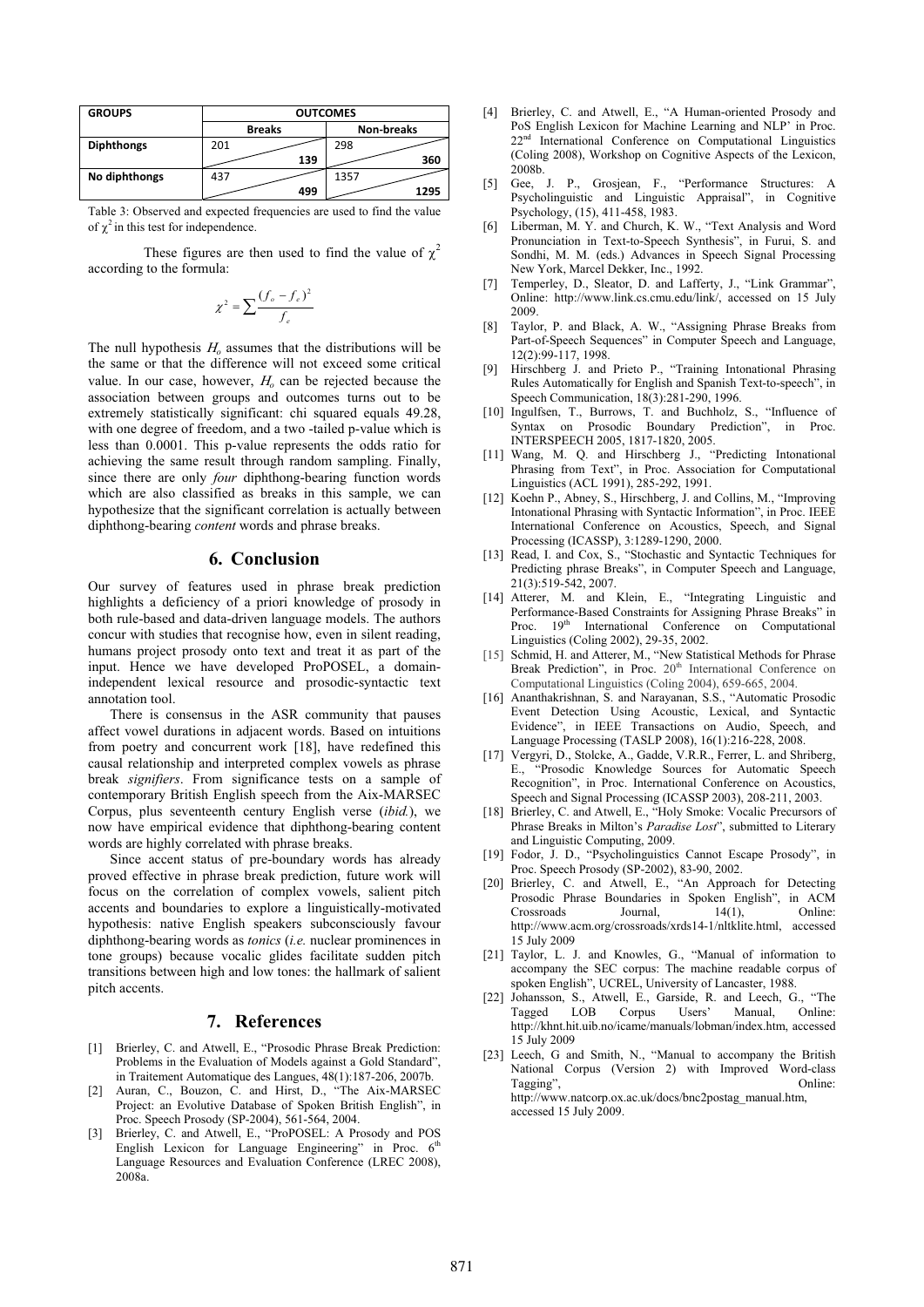| GROUPS | OUTCOMES | | | |
|---|---|---|---|---|
| | Breaks | | Non-breaks | |
| Diphthongs | 201 | 139 | 298 | 360 |
| No diphthongs | 437 | 499 | 1357 | 1295 |

Table 3: Observed and expected frequencies are used to find the value of $\chi^2$ in this test for independence.

These figures are then used to find the value of $\chi^2$ according to the formula:

$$\chi^2 = \sum \frac{(f_o - f_e)^2}{f_e}$$

The null hypothesis $H_o$ assumes that the distributions will be the same or that the difference will not exceed some critical value. In our case, however, $H_o$ can be rejected because the association between groups and outcomes turns out to be extremely statistically significant: chi squared equals 49.28, with one degree of freedom, and a two -tailed p-value which is less than 0.0001. This p-value represents the odds ratio for achieving the same result through random sampling. Finally, since there are only *four* diphthong-bearing function words which are also classified as breaks in this sample, we can hypothesize that the significant correlation is actually between diphthong-bearing *content* words and phrase breaks.

## 6. Conclusion

Our survey of features used in phrase break prediction highlights a deficiency of a priori knowledge of prosody in both rule-based and data-driven language models. The authors concur with studies that recognise how, even in silent reading, humans project prosody onto text and treat it as part of the input. Hence we have developed ProPOSEL, a domain-independent lexical resource and prosodic-syntactic text annotation tool.

There is consensus in the ASR community that pauses affect vowel durations in adjacent words. Based on intuitions from poetry and concurrent work [18], have redefined this causal relationship and interpreted complex vowels as phrase break *signifiers*. From significance tests on a sample of contemporary British English speech from the Aix-MARSEC Corpus, plus seventeenth century English verse (*ibid.*), we now have empirical evidence that diphthong-bearing content words are highly correlated with phrase breaks.

Since accent status of pre-boundary words has already proved effective in phrase break prediction, future work will focus on the correlation of complex vowels, salient pitch accents and boundaries to explore a linguistically-motivated hypothesis: native English speakers subconsciously favour diphthong-bearing words as *tonics* (*i.e.* nuclear prominences in tone groups) because vocalic glides facilitate sudden pitch transitions between high and low tones: the hallmark of salient pitch accents.

## 7. References

[1] Brierley, C. and Atwell, E., "Prosodic Phrase Break Prediction: Problems in the Evaluation of Models against a Gold Standard", in Traitement Automatique des Langues, 48(1):187-206, 2007b.

[2] Auran, C., Bouzon, C. and Hirst, D., "The Aix-MARSEC Project: an Evolutive Database of Spoken British English", in Proc. Speech Prosody (SP-2004), 561-564, 2004.

[3] Brierley, C. and Atwell, E., "ProPOSEL: A Prosody and POS English Lexicon for Language Engineering" in Proc. 6th Language Resources and Evaluation Conference (LREC 2008), 2008a.

[4] Brierley, C. and Atwell, E., "A Human-oriented Prosody and PoS English Lexicon for Machine Learning and NLP' in Proc. 22nd International Conference on Computational Linguistics (Coling 2008), Workshop on Cognitive Aspects of the Lexicon, 2008b.

[5] Gee, J. P., Grosjean, F., "Performance Structures: A Psycholinguistic and Linguistic Appraisal", in Cognitive Psychology, (15), 411-458, 1983.

[6] Liberman, M. Y. and Church, K. W., "Text Analysis and Word Pronunciation in Text-to-Speech Synthesis", in Furui, S. and Sondhi, M. M. (eds.) Advances in Speech Signal Processing New York, Marcel Dekker, Inc., 1992.

[7] Temperley, D., Sleator, D. and Lafferty, J., "Link Grammar", Online: http://www.link.cs.cmu.edu/link/, accessed on 15 July 2009.

[8] Taylor, P. and Black, A. W., "Assigning Phrase Breaks from Part-of-Speech Sequences" in Computer Speech and Language, 12(2):99-117, 1998.

[9] Hirschberg J. and Prieto P., "Training Intonational Phrasing Rules Automatically for English and Spanish Text-to-speech", in Speech Communication, 18(3):281-290, 1996.

[10] Ingulfsen, T., Burrows, T. and Buchholz, S., "Influence of Syntax on Prosodic Boundary Prediction", in Proc. INTERSPEECH 2005, 1817-1820, 2005.

[11] Wang, M. Q. and Hirschberg J., "Predicting Intonational Phrasing from Text", in Proc. Association for Computational Linguistics (ACL 1991), 285-292, 1991.

[12] Koehn P., Abney, S., Hirschberg, J. and Collins, M., "Improving Intonational Phrasing with Syntactic Information", in Proc. IEEE International Conference on Acoustics, Speech, and Signal Processing (ICASSP), 3:1289-1290, 2000.

[13] Read, I. and Cox, S., "Stochastic and Syntactic Techniques for Predicting phrase Breaks", in Computer Speech and Language, 21(3):519-542, 2007.

[14] Atterer, M. and Klein, E., "Integrating Linguistic and Performance-Based Constraints for Assigning Phrase Breaks" in Proc. 19th International Conference on Computational Linguistics (Coling 2002), 29-35, 2002.

[15] Schmid, H. and Atterer, M., "New Statistical Methods for Phrase Break Prediction", in Proc. 20th International Conference on Computational Linguistics (Coling 2004), 659-665, 2004.

[16] Ananthakrishnan, S. and Narayanan, S.S., "Automatic Prosodic Event Detection Using Acoustic, Lexical, and Syntactic Evidence", in IEEE Transactions on Audio, Speech, and Language Processing (TASLP 2008), 16(1):216-228, 2008.

[17] Vergyri, D., Stolcke, A., Gadde, V.R.R., Ferrer, L. and Shriberg, E., "Prosodic Knowledge Sources for Automatic Speech Recognition", in Proc. International Conference on Acoustics, Speech and Signal Processing (ICASSP 2003), 208-211, 2003.

[18] Brierley, C. and Atwell, E., "Holy Smoke: Vocalic Precursors of Phrase Breaks in Milton's *Paradise Lost*", submitted to Literary and Linguistic Computing, 2009.

[19] Fodor, J. D., "Psycholinguistics Cannot Escape Prosody", in Proc. Speech Prosody (SP-2002), 83-90, 2002.

[20] Brierley, C. and Atwell, E., "An Approach for Detecting Prosodic Phrase Boundaries in Spoken English", in ACM Crossroads Journal, 14(1), Online: http://www.acm.org/crossroads/xrds14-1/nltklite.html, accessed 15 July 2009

[21] Taylor, L. J. and Knowles, G., "Manual of information to accompany the SEC corpus: The machine readable corpus of spoken English", UCREL, University of Lancaster, 1988.

[22] Johansson, S., Atwell, E., Garside, R. and Leech, G., "The Tagged LOB Corpus Users' Manual, Online: http://khnt.hit.uib.no/icame/manuals/lobman/index.htm, accessed 15 July 2009

[23] Leech, G and Smith, N., "Manual to accompany the British National Corpus (Version 2) with Improved Word-class Tagging", Online: http://www.natcorp.ox.ac.uk/docs/bnc2postag_manual.htm, accessed 15 July 2009.